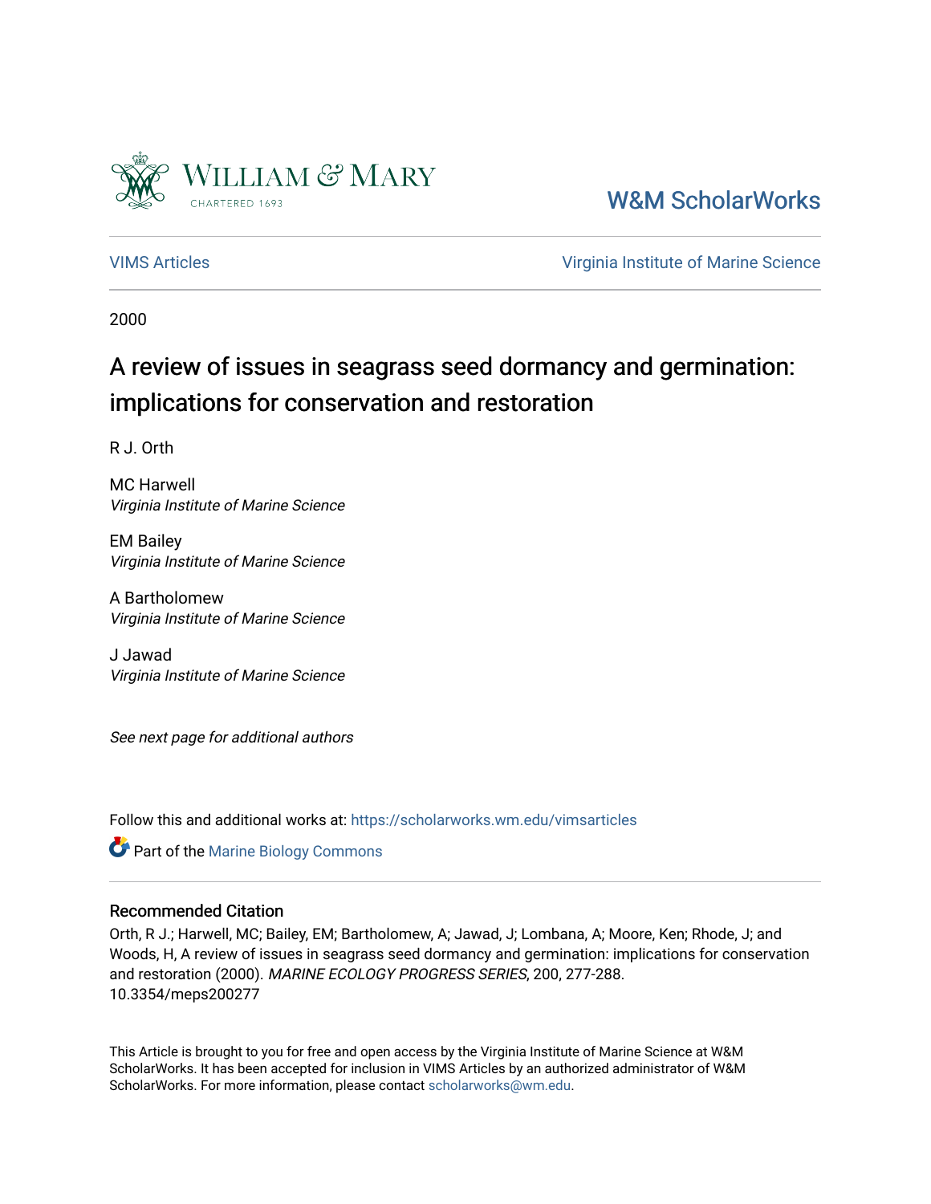William & Mary
CHARTERED 1693

W&M ScholarWorks

VIMS Articles

Virginia Institute of Marine Science

2000

# A review of issues in seagrass seed dormancy and germination: implications for conservation and restoration

R J. Orth

MC Harwell
*Virginia Institute of Marine Science*

EM Bailey
*Virginia Institute of Marine Science*

A Bartholomew
*Virginia Institute of Marine Science*

J Jawad
*Virginia Institute of Marine Science*

*See next page for additional authors*

Follow this and additional works at: https://scholarworks.wm.edu/vimsarticles

Part of the Marine Biology Commons

## Recommended Citation

Orth, R J.; Harwell, MC; Bailey, EM; Bartholomew, A; Jawad, J; Lombana, A; Moore, Ken; Rhode, J; and Woods, H, A review of issues in seagrass seed dormancy and germination: implications for conservation and restoration (2000). *MARINE ECOLOGY PROGRESS SERIES*, 200, 277-288. 10.3354/meps200277

This Article is brought to you for free and open access by the Virginia Institute of Marine Science at W&M ScholarWorks. It has been accepted for inclusion in VIMS Articles by an authorized administrator of W&M ScholarWorks. For more information, please contact scholarworks@wm.edu.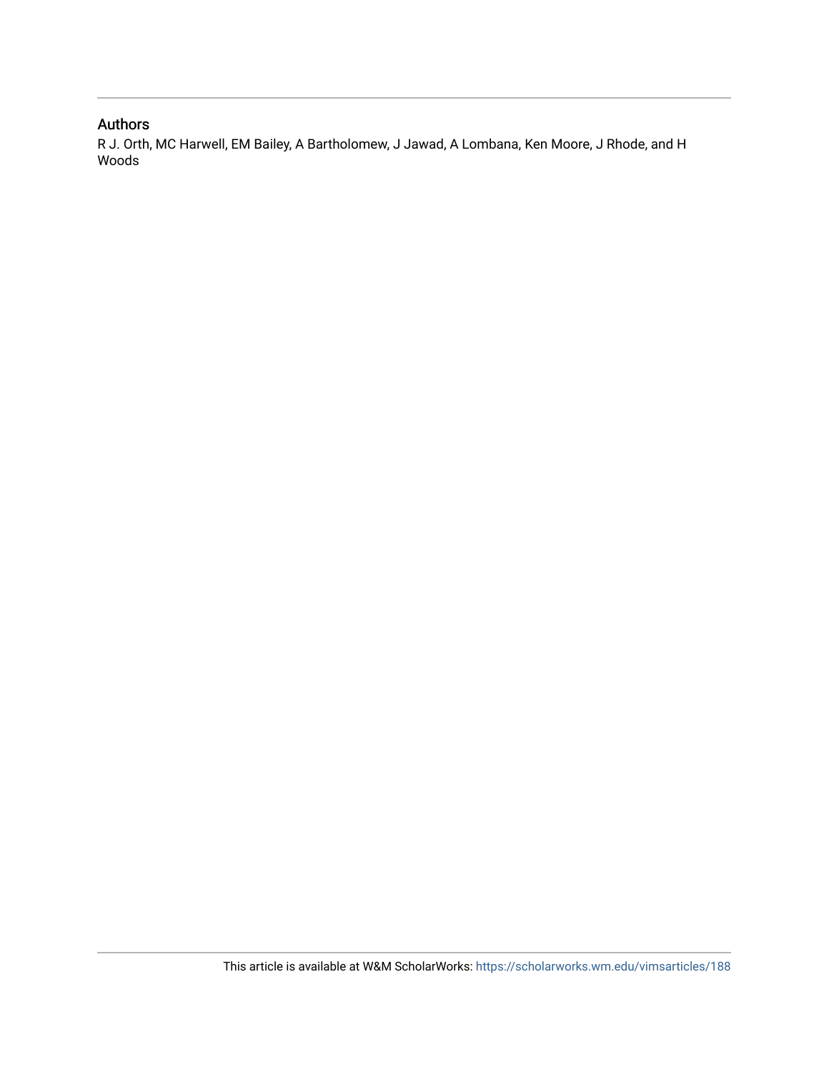## Authors

R J. Orth, MC Harwell, EM Bailey, A Bartholomew, J Jawad, A Lombana, Ken Moore, J Rhode, and H Woods

This article is available at W&M ScholarWorks: https://scholarworks.wm.edu/vimsarticles/188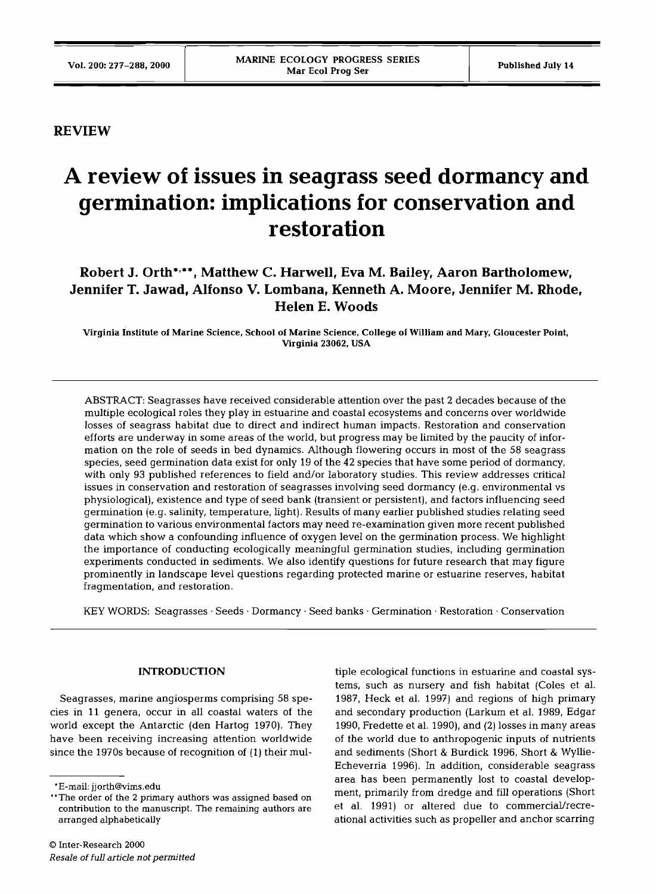**REVIEW**

# A review of issues in seagrass seed dormancy and germination: implications for conservation and restoration

**Robert J. Orth*,\*\*, Matthew C. Harwell, Eva M. Bailey, Aaron Bartholomew, Jennifer T. Jawad, Alfonso V. Lombana, Kenneth A. Moore, Jennifer M. Rhode, Helen E. Woods**

Virginia Institute of Marine Science, School of Marine Science, College of William and Mary, Gloucester Point, Virginia 23062, USA

ABSTRACT: Seagrasses have received considerable attention over the past 2 decades because of the multiple ecological roles they play in estuarine and coastal ecosystems and concerns over worldwide losses of seagrass habitat due to direct and indirect human impacts. Restoration and conservation efforts are underway in some areas of the world, but progress may be limited by the paucity of information on the role of seeds in bed dynamics. Although flowering occurs in most of the 58 seagrass species, seed germination data exist for only 19 of the 42 species that have some period of dormancy, with only 93 published references to field and/or laboratory studies. This review addresses critical issues in conservation and restoration of seagrasses involving seed dormancy (e.g. environmental vs physiological), existence and type of seed bank (transient or persistent), and factors influencing seed germination (e.g. salinity, temperature, light). Results of many earlier published studies relating seed germination to various environmental factors may need re-examination given more recent published data which show a confounding influence of oxygen level on the germination process. We highlight the importance of conducting ecologically meaningful germination studies, including germination experiments conducted in sediments. We also identify questions for future research that may figure prominently in landscape level questions regarding protected marine or estuarine reserves, habitat fragmentation, and restoration.

KEY WORDS: Seagrasses · Seeds · Dormancy · Seed banks · Germination · Restoration · Conservation

## INTRODUCTION

Seagrasses, marine angiosperms comprising 58 species in 11 genera, occur in all coastal waters of the world except the Antarctic (den Hartog 1970). They have been receiving increasing attention worldwide since the 1970s because of recognition of (1) their multiple ecological functions in estuarine and coastal systems, such as nursery and fish habitat (Coles et al. 1987, Heck et al. 1997) and regions of high primary and secondary production (Larkum et al. 1989, Edgar 1990, Fredette et al. 1990), and (2) losses in many areas of the world due to anthropogenic inputs of nutrients and sediments (Short & Burdick 1996, Short & Wyllie-Echeverria 1996). In addition, considerable seagrass area has been permanently lost to coastal development, primarily from dredge and fill operations (Short et al. 1991) or altered due to commercial/recreational activities such as propeller and anchor scarring

*E-mail: jjorth@vims.edu

\*\*The order of the 2 primary authors was assigned based on contribution to the manuscript. The remaining authors are arranged alphabetically

© Inter-Research 2000

*Resale of full article not permitted*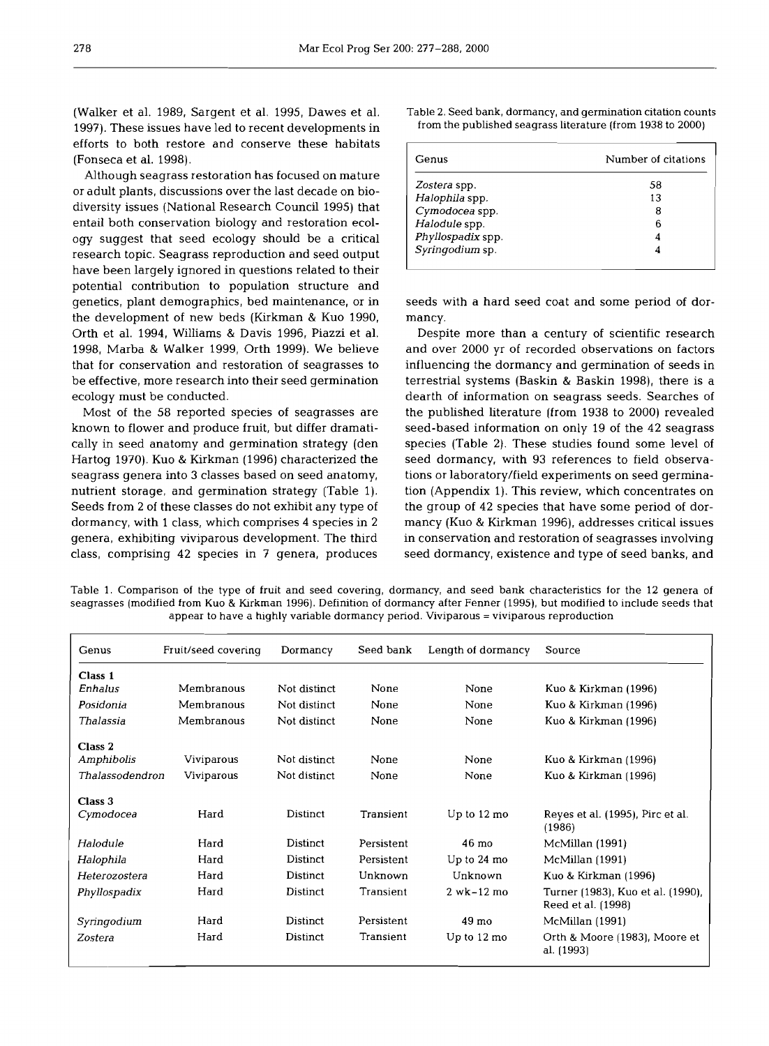(Walker et al. 1989, Sargent et al. 1995, Dawes et al. 1997). These issues have led to recent developments in efforts to both restore and conserve these habitats (Fonseca et al. 1998).

Although seagrass restoration has focused on mature or adult plants, discussions over the last decade on biodiversity issues (National Research Council 1995) that entail both conservation biology and restoration ecology suggest that seed ecology should be a critical research topic. Seagrass reproduction and seed output have been largely ignored in questions related to their potential contribution to population structure and genetics, plant demographics, bed maintenance, or in the development of new beds (Kirkman & Kuo 1990, Orth et al. 1994, Williams & Davis 1996, Piazzi et al. 1998, Marba & Walker 1999, Orth 1999). We believe that for conservation and restoration of seagrasses to be effective, more research into their seed germination ecology must be conducted.

Most of the 58 reported species of seagrasses are known to flower and produce fruit, but differ dramatically in seed anatomy and germination strategy (den Hartog 1970). Kuo & Kirkman (1996) characterized the seagrass genera into 3 classes based on seed anatomy, nutrient storage, and germination strategy (Table 1). Seeds from 2 of these classes do not exhibit any type of dormancy, with 1 class, which comprises 4 species in 2 genera, exhibiting viviparous development. The third class, comprising 42 species in 7 genera, produces seeds with a hard seed coat and some period of dormancy.

Despite more than a century of scientific research and over 2000 yr of recorded observations on factors influencing the dormancy and germination of seeds in terrestrial systems (Baskin & Baskin 1998), there is a dearth of information on seagrass seeds. Searches of the published literature (from 1938 to 2000) revealed seed-based information on only 19 of the 42 seagrass species (Table 2). These studies found some level of seed dormancy, with 93 references to field observations or laboratory/field experiments on seed germination (Appendix 1). This review, which concentrates on the group of 42 species that have some period of dormancy (Kuo & Kirkman 1996), addresses critical issues in conservation and restoration of seagrasses involving seed dormancy, existence and type of seed banks, and

Table 2. Seed bank, dormancy, and germination citation counts from the published seagrass literature (from 1938 to 2000)

| Genus | Number of citations |
|---|---|
| *Zostera* spp. | 58 |
| *Halophila* spp. | 13 |
| *Cymodocea* spp. | 8 |
| *Halodule* spp. | 6 |
| *Phyllospadix* spp. | 4 |
| *Syringodium* sp. | 4 |

Table 1. Comparison of the type of fruit and seed covering, dormancy, and seed bank characteristics for the 12 genera of seagrasses (modified from Kuo & Kirkman 1996). Definition of dormancy after Fenner (1995), but modified to include seeds that appear to have a highly variable dormancy period. Viviparous = viviparous reproduction

| Genus | Fruit/seed covering | Dormancy | Seed bank | Length of dormancy | Source |
|---|---|---|---|---|---|
| **Class 1** | | | | | |
| *Enhalus* | Membranous | Not distinct | None | None | Kuo & Kirkman (1996) |
| *Posidonia* | Membranous | Not distinct | None | None | Kuo & Kirkman (1996) |
| *Thalassia* | Membranous | Not distinct | None | None | Kuo & Kirkman (1996) |
| **Class 2** | | | | | |
| *Amphibolis* | Viviparous | Not distinct | None | None | Kuo & Kirkman (1996) |
| *Thalassodendron* | Viviparous | Not distinct | None | None | Kuo & Kirkman (1996) |
| **Class 3** | | | | | |
| *Cymodocea* | Hard | Distinct | Transient | Up to 12 mo | Reyes et al. (1995), Pirc et al. (1986) |
| *Halodule* | Hard | Distinct | Persistent | 46 mo | McMillan (1991) |
| *Halophila* | Hard | Distinct | Persistent | Up to 24 mo | McMillan (1991) |
| *Heterozostera* | Hard | Distinct | Unknown | Unknown | Kuo & Kirkman (1996) |
| *Phyllospadix* | Hard | Distinct | Transient | 2 wk–12 mo | Turner (1983), Kuo et al. (1990), Reed et al. (1998) |
| *Syringodium* | Hard | Distinct | Persistent | 49 mo | McMillan (1991) |
| *Zostera* | Hard | Distinct | Transient | Up to 12 mo | Orth & Moore (1983), Moore et al. (1993) |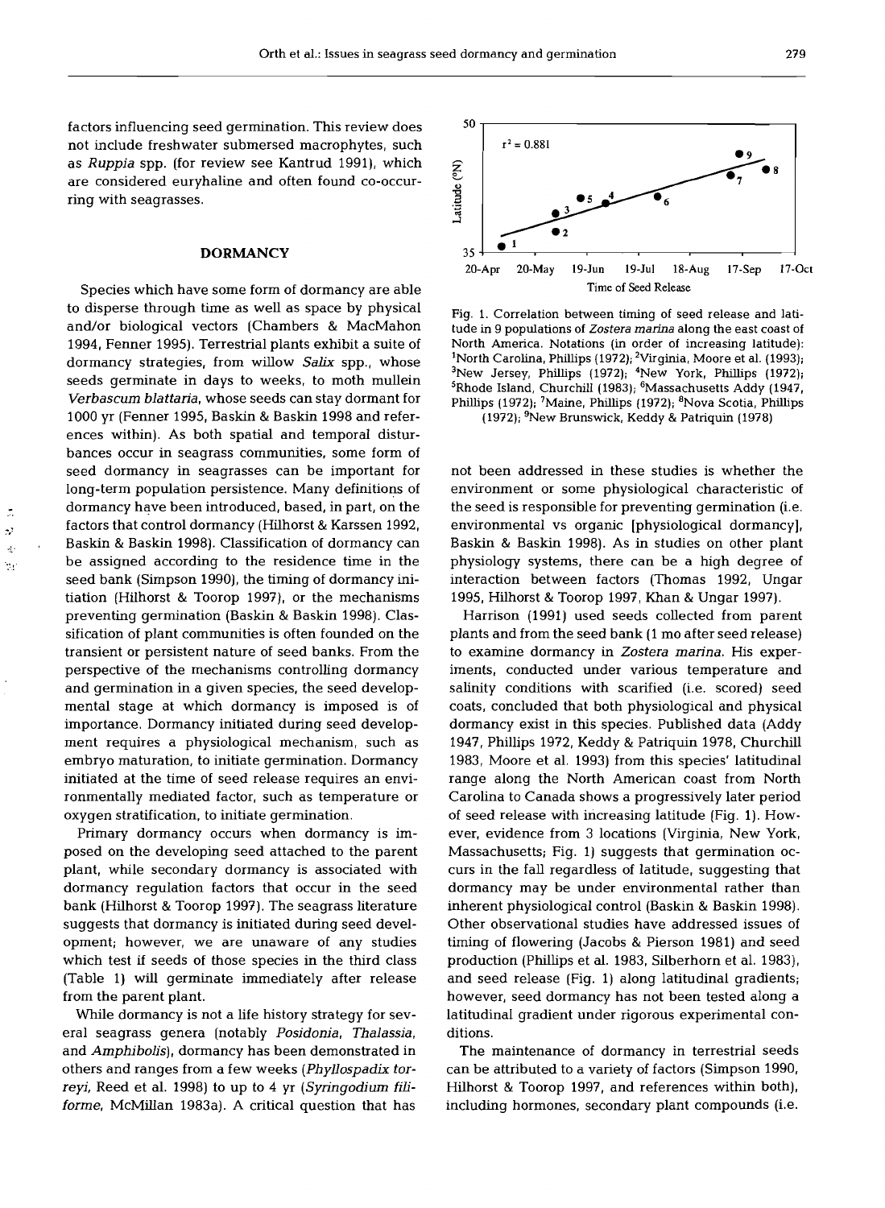factors influencing seed germination. This review does not include freshwater submersed macrophytes, such as *Ruppia* spp. (for review see Kantrud 1991), which are considered euryhaline and often found co-occurring with seagrasses.

## DORMANCY

Species which have some form of dormancy are able to disperse through time as well as space by physical and/or biological vectors (Chambers & MacMahon 1994, Fenner 1995). Terrestrial plants exhibit a suite of dormancy strategies, from willow *Salix* spp., whose seeds germinate in days to weeks, to moth mullein *Verbascum blattaria*, whose seeds can stay dormant for 1000 yr (Fenner 1995, Baskin & Baskin 1998 and references within). As both spatial and temporal disturbances occur in seagrass communities, some form of seed dormancy in seagrasses can be important for long-term population persistence. Many definitions of dormancy have been introduced, based, in part, on the factors that control dormancy (Hilhorst & Karssen 1992, Baskin & Baskin 1998). Classification of dormancy can be assigned according to the residence time in the seed bank (Simpson 1990), the timing of dormancy initiation (Hilhorst & Toorop 1997), or the mechanisms preventing germination (Baskin & Baskin 1998). Classification of plant communities is often founded on the transient or persistent nature of seed banks. From the perspective of the mechanisms controlling dormancy and germination in a given species, the seed developmental stage at which dormancy is imposed is of importance. Dormancy initiated during seed development requires a physiological mechanism, such as embryo maturation, to initiate germination. Dormancy initiated at the time of seed release requires an environmentally mediated factor, such as temperature or oxygen stratification, to initiate germination.

Primary dormancy occurs when dormancy is imposed on the developing seed attached to the parent plant, while secondary dormancy is associated with dormancy regulation factors that occur in the seed bank (Hilhorst & Toorop 1997). The seagrass literature suggests that dormancy is initiated during seed development; however, we are unaware of any studies which test if seeds of those species in the third class (Table 1) will germinate immediately after release from the parent plant.

While dormancy is not a life history strategy for several seagrass genera (notably *Posidonia*, *Thalassia*, and *Amphibolis*), dormancy has been demonstrated in others and ranges from a few weeks (*Phyllospadix torreyi*, Reed et al. 1998) to up to 4 yr (*Syringodium filiforme*, McMillan 1983a). A critical question that has not been addressed in these studies is whether the environment or some physiological characteristic of the seed is responsible for preventing germination (i.e. environmental vs organic [physiological dormancy], Baskin & Baskin 1998). As in studies on other plant physiology systems, there can be a high degree of interaction between factors (Thomas 1992, Ungar 1995, Hilhorst & Toorop 1997, Khan & Ungar 1997).

Fig. 1. Correlation between timing of seed release and latitude in 9 populations of *Zostera marina* along the east coast of North America. Notations (in order of increasing latitude): [1]North Carolina, Phillips (1972); [2]Virginia, Moore et al. (1993); [3]New Jersey, Phillips (1972); [4]New York, Phillips (1972); [5]Rhode Island, Churchill (1983); [6]Massachusetts Addy (1947, Phillips (1972); [7]Maine, Phillips (1972); [8]Nova Scotia, Phillips (1972); [9]New Brunswick, Keddy & Patriquin (1978)

Harrison (1991) used seeds collected from parent plants and from the seed bank (1 mo after seed release) to examine dormancy in *Zostera marina*. His experiments, conducted under various temperature and salinity conditions with scarified (i.e. scored) seed coats, concluded that both physiological and physical dormancy exist in this species. Published data (Addy 1947, Phillips 1972, Keddy & Patriquin 1978, Churchill 1983, Moore et al. 1993) from this species' latitudinal range along the North American coast from North Carolina to Canada shows a progressively later period of seed release with increasing latitude (Fig. 1). However, evidence from 3 locations (Virginia, New York, Massachusetts; Fig. 1) suggests that germination occurs in the fall regardless of latitude, suggesting that dormancy may be under environmental rather than inherent physiological control (Baskin & Baskin 1998). Other observational studies have addressed issues of timing of flowering (Jacobs & Pierson 1981) and seed production (Phillips et al. 1983, Silberhorn et al. 1983), and seed release (Fig. 1) along latitudinal gradients; however, seed dormancy has not been tested along a latitudinal gradient under rigorous experimental conditions.

The maintenance of dormancy in terrestrial seeds can be attributed to a variety of factors (Simpson 1990, Hilhorst & Toorop 1997, and references within both), including hormones, secondary plant compounds (i.e.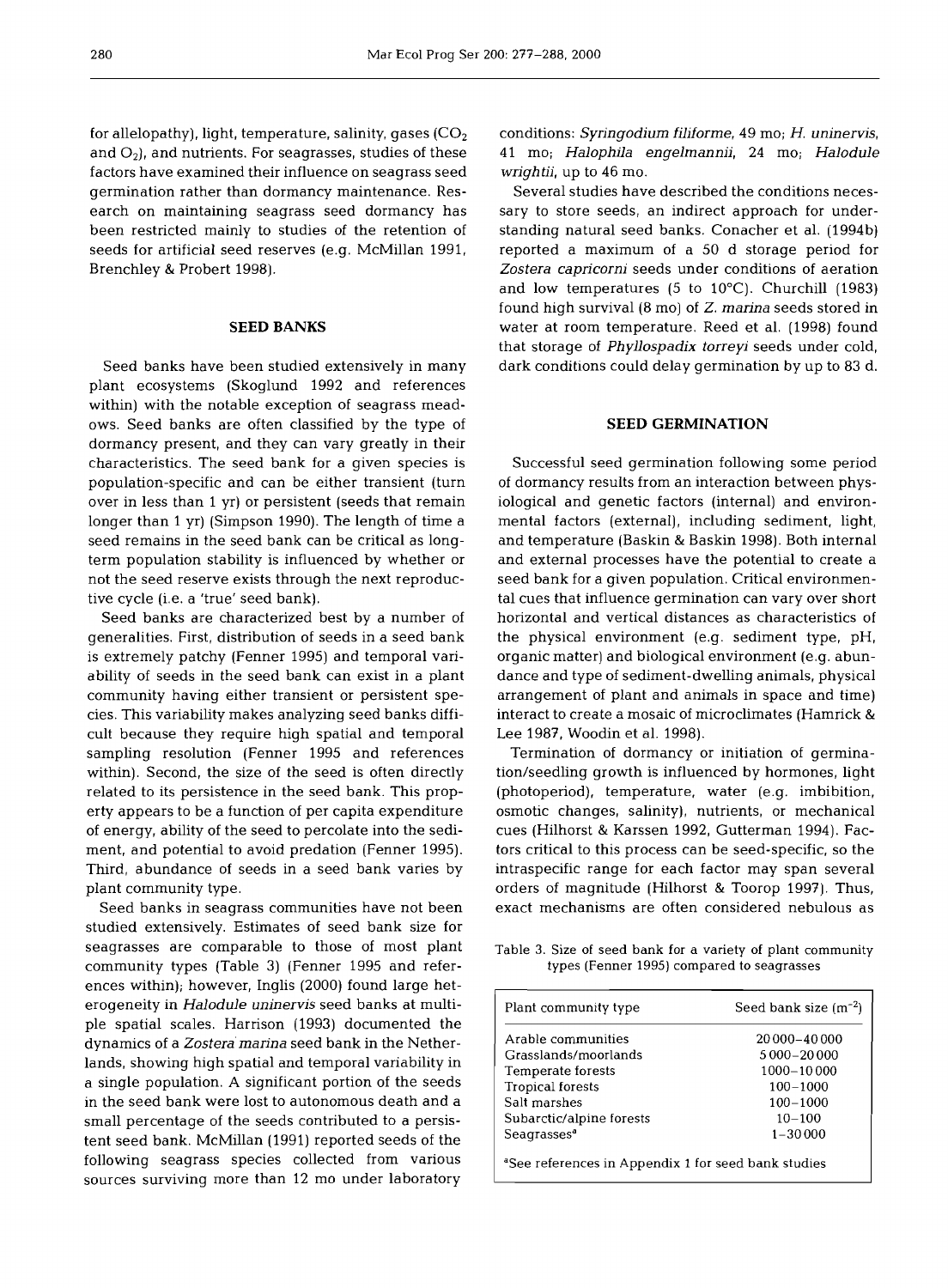for allelopathy), light, temperature, salinity, gases ($CO_2$ and $O_2$), and nutrients. For seagrasses, studies of these factors have examined their influence on seagrass seed germination rather than dormancy maintenance. Research on maintaining seagrass seed dormancy has been restricted mainly to studies of the retention of seeds for artificial seed reserves (e.g. McMillan 1991, Brenchley & Probert 1998).

## SEED BANKS

Seed banks have been studied extensively in many plant ecosystems (Skoglund 1992 and references within) with the notable exception of seagrass meadows. Seed banks are often classified by the type of dormancy present, and they can vary greatly in their characteristics. The seed bank for a given species is population-specific and can be either transient (turn over in less than 1 yr) or persistent (seeds that remain longer than 1 yr) (Simpson 1990). The length of time a seed remains in the seed bank can be critical as long-term population stability is influenced by whether or not the seed reserve exists through the next reproductive cycle (i.e. a 'true' seed bank).

Seed banks are characterized best by a number of generalities. First, distribution of seeds in a seed bank is extremely patchy (Fenner 1995) and temporal variability of seeds in the seed bank can exist in a plant community having either transient or persistent species. This variability makes analyzing seed banks difficult because they require high spatial and temporal sampling resolution (Fenner 1995 and references within). Second, the size of the seed is often directly related to its persistence in the seed bank. This property appears to be a function of per capita expenditure of energy, ability of the seed to percolate into the sediment, and potential to avoid predation (Fenner 1995). Third, abundance of seeds in a seed bank varies by plant community type.

Seed banks in seagrass communities have not been studied extensively. Estimates of seed bank size for seagrasses are comparable to those of most plant community types (Table 3) (Fenner 1995 and references within); however, Inglis (2000) found large heterogeneity in *Halodule uninervis* seed banks at multiple spatial scales. Harrison (1993) documented the dynamics of a *Zostera marina* seed bank in the Netherlands, showing high spatial and temporal variability in a single population. A significant portion of the seeds in the seed bank were lost to autonomous death and a small percentage of the seeds contributed to a persistent seed bank. McMillan (1991) reported seeds of the following seagrass species collected from various sources surviving more than 12 mo under laboratory conditions: *Syringodium filiforme*, 49 mo; *H. uninervis*, 41 mo; *Halophila engelmannii*, 24 mo; *Halodule wrightii*, up to 46 mo.

Several studies have described the conditions necessary to store seeds, an indirect approach for understanding natural seed banks. Conacher et al. (1994b) reported a maximum of a 50 d storage period for *Zostera capricorni* seeds under conditions of aeration and low temperatures (5 to 10°C). Churchill (1983) found high survival (8 mo) of *Z. marina* seeds stored in water at room temperature. Reed et al. (1998) found that storage of *Phyllospadix torreyi* seeds under cold, dark conditions could delay germination by up to 83 d.

## SEED GERMINATION

Successful seed germination following some period of dormancy results from an interaction between physiological and genetic factors (internal) and environmental factors (external), including sediment, light, and temperature (Baskin & Baskin 1998). Both internal and external processes have the potential to create a seed bank for a given population. Critical environmental cues that influence germination can vary over short horizontal and vertical distances as characteristics of the physical environment (e.g. sediment type, pH, organic matter) and biological environment (e.g. abundance and type of sediment-dwelling animals, physical arrangement of plant and animals in space and time) interact to create a mosaic of microclimates (Hamrick & Lee 1987, Woodin et al. 1998).

Termination of dormancy or initiation of germination/seedling growth is influenced by hormones, light (photoperiod), temperature, water (e.g. imbibition, osmotic changes, salinity), nutrients, or mechanical cues (Hilhorst & Karssen 1992, Gutterman 1994). Factors critical to this process can be seed-specific, so the intraspecific range for each factor may span several orders of magnitude (Hilhorst & Toorop 1997). Thus, exact mechanisms are often considered nebulous as

Table 3. Size of seed bank for a variety of plant community types (Fenner 1995) compared to seagrasses

| Plant community type | Seed bank size ($m^{-2}$) |
|---|---|
| Arable communities | 20000–40000 |
| Grasslands/moorlands | 5000–20000 |
| Temperate forests | 1000–10000 |
| Tropical forests | 100–1000 |
| Salt marshes | 100–1000 |
| Subarctic/alpine forests | 10–100 |
| Seagrasses[a] | 1–30000 |

[a]See references in Appendix 1 for seed bank studies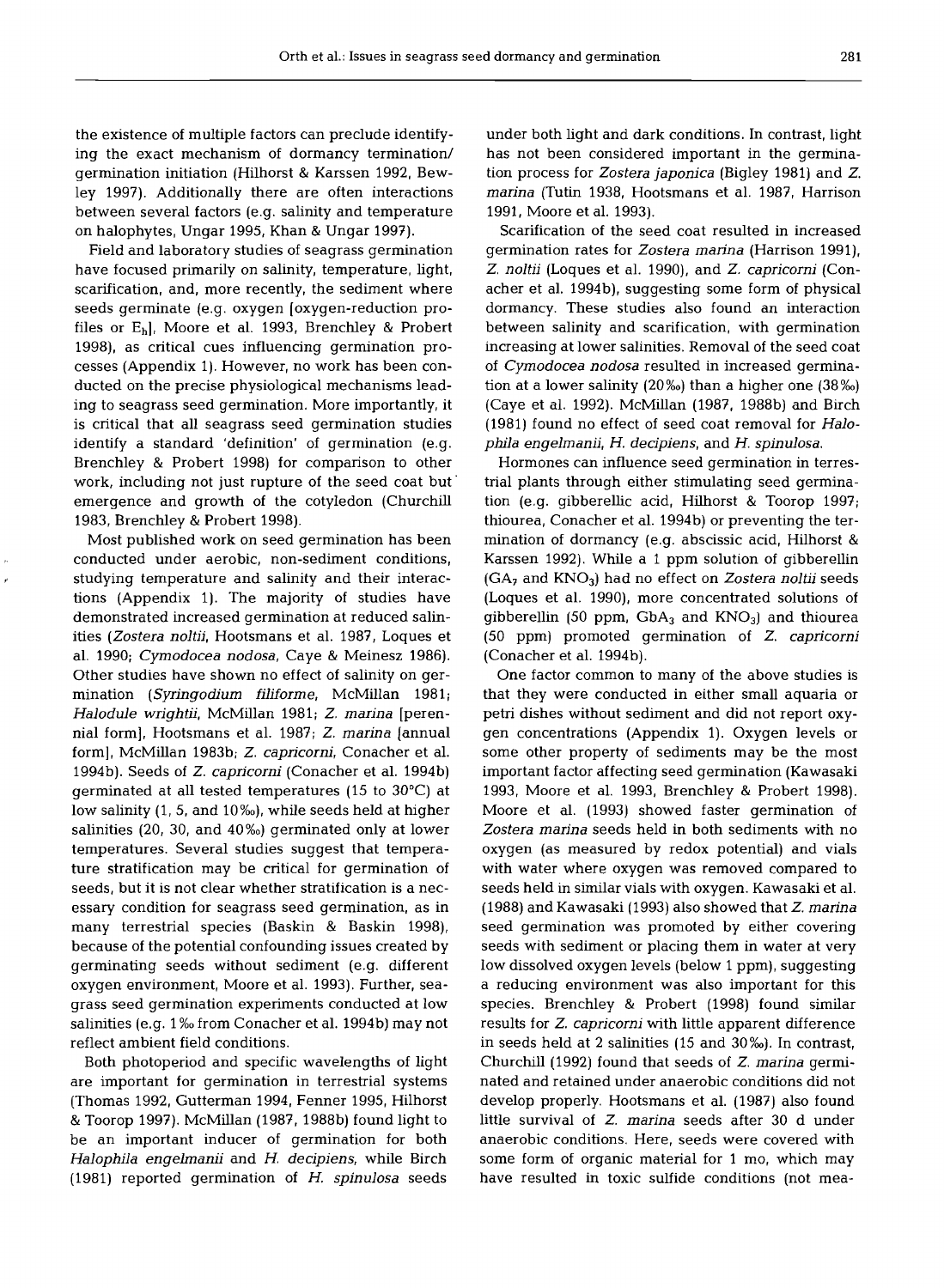the existence of multiple factors can preclude identifying the exact mechanism of dormancy termination/germination initiation (Hilhorst & Karssen 1992, Bewley 1997). Additionally there are often interactions between several factors (e.g. salinity and temperature on halophytes, Ungar 1995, Khan & Ungar 1997).

Field and laboratory studies of seagrass germination have focused primarily on salinity, temperature, light, scarification, and, more recently, the sediment where seeds germinate (e.g. oxygen [oxygen-reduction profiles or $E_h$], Moore et al. 1993, Brenchley & Probert 1998), as critical cues influencing germination processes (Appendix 1). However, no work has been conducted on the precise physiological mechanisms leading to seagrass seed germination. More importantly, it is critical that all seagrass seed germination studies identify a standard 'definition' of germination (e.g. Brenchley & Probert 1998) for comparison to other work, including not just rupture of the seed coat but emergence and growth of the cotyledon (Churchill 1983, Brenchley & Probert 1998).

Most published work on seed germination has been conducted under aerobic, non-sediment conditions, studying temperature and salinity and their interactions (Appendix 1). The majority of studies have demonstrated increased germination at reduced salinities (*Zostera noltii*, Hootsmans et al. 1987, Loques et al. 1990; *Cymodocea nodosa*, Caye & Meinesz 1986). Other studies have shown no effect of salinity on germination (*Syringodium filiforme*, McMillan 1981; *Halodule wrightii*, McMillan 1981; *Z. marina* [perennial form], Hootsmans et al. 1987; *Z. marina* [annual form], McMillan 1983b; *Z. capricorni*, Conacher et al. 1994b). Seeds of *Z. capricorni* (Conacher et al. 1994b) germinated at all tested temperatures (15 to 30°C) at low salinity (1, 5, and 10‰), while seeds held at higher salinities (20, 30, and 40‰) germinated only at lower temperatures. Several studies suggest that temperature stratification may be critical for germination of seeds, but it is not clear whether stratification is a necessary condition for seagrass seed germination, as in many terrestrial species (Baskin & Baskin 1998), because of the potential confounding issues created by germinating seeds without sediment (e.g. different oxygen environment, Moore et al. 1993). Further, seagrass seed germination experiments conducted at low salinities (e.g. 1‰ from Conacher et al. 1994b) may not reflect ambient field conditions.

Both photoperiod and specific wavelengths of light are important for germination in terrestrial systems (Thomas 1992, Gutterman 1994, Fenner 1995, Hilhorst & Toorop 1997). McMillan (1987, 1988b) found light to be an important inducer of germination for both *Halophila engelmanii* and *H. decipiens*, while Birch (1981) reported germination of *H. spinulosa* seeds under both light and dark conditions. In contrast, light has not been considered important in the germination process for *Zostera japonica* (Bigley 1981) and *Z. marina* (Tutin 1938, Hootsmans et al. 1987, Harrison 1991, Moore et al. 1993).

Scarification of the seed coat resulted in increased germination rates for *Zostera marina* (Harrison 1991), *Z. noltii* (Loques et al. 1990), and *Z. capricorni* (Conacher et al. 1994b), suggesting some form of physical dormancy. These studies also found an interaction between salinity and scarification, with germination increasing at lower salinities. Removal of the seed coat of *Cymodocea nodosa* resulted in increased germination at a lower salinity (20‰) than a higher one (38‰) (Caye et al. 1992). McMillan (1987, 1988b) and Birch (1981) found no effect of seed coat removal for *Halophila engelmanii*, *H. decipiens*, and *H. spinulosa*.

Hormones can influence seed germination in terrestrial plants through either stimulating seed germination (e.g. gibberellic acid, Hilhorst & Toorop 1997; thiourea, Conacher et al. 1994b) or preventing the termination of dormancy (e.g. abscissic acid, Hilhorst & Karssen 1992). While a 1 ppm solution of gibberellin ($GA_7$ and $KNO_3$) had no effect on *Zostera noltii* seeds (Loques et al. 1990), more concentrated solutions of gibberellin (50 ppm, $GbA_3$ and $KNO_3$) and thiourea (50 ppm) promoted germination of *Z. capricorni* (Conacher et al. 1994b).

One factor common to many of the above studies is that they were conducted in either small aquaria or petri dishes without sediment and did not report oxygen concentrations (Appendix 1). Oxygen levels or some other property of sediments may be the most important factor affecting seed germination (Kawasaki 1993, Moore et al. 1993, Brenchley & Probert 1998). Moore et al. (1993) showed faster germination of *Zostera marina* seeds held in both sediments with no oxygen (as measured by redox potential) and vials with water where oxygen was removed compared to seeds held in similar vials with oxygen. Kawasaki et al. (1988) and Kawasaki (1993) also showed that *Z. marina* seed germination was promoted by either covering seeds with sediment or placing them in water at very low dissolved oxygen levels (below 1 ppm), suggesting a reducing environment was also important for this species. Brenchley & Probert (1998) found similar results for *Z. capricorni* with little apparent difference in seeds held at 2 salinities (15 and 30‰). In contrast, Churchill (1992) found that seeds of *Z. marina* germinated and retained under anaerobic conditions did not develop properly. Hootsmans et al. (1987) also found little survival of *Z. marina* seeds after 30 d under anaerobic conditions. Here, seeds were covered with some form of organic material for 1 mo, which may have resulted in toxic sulfide conditions (not mea-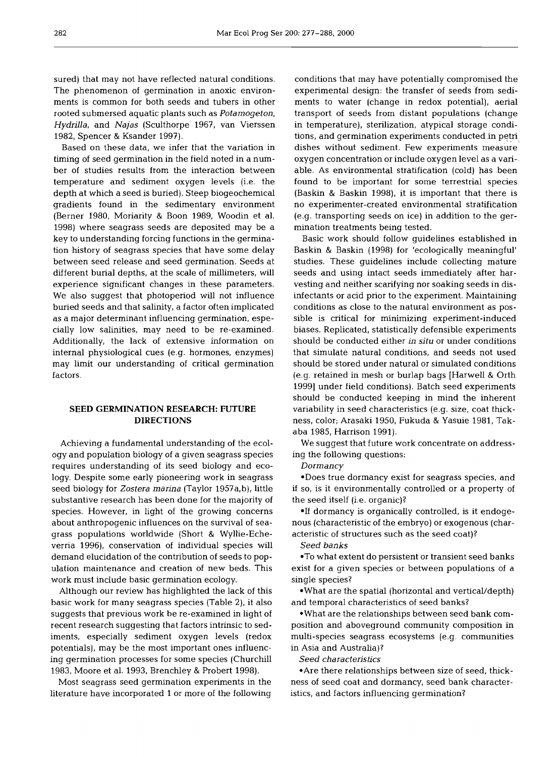sured) that may not have reflected natural conditions. The phenomenon of germination in anoxic environments is common for both seeds and tubers in other rooted submersed aquatic plants such as *Potamogeton*, *Hydrilla*, and *Najas* (Sculthorpe 1967, van Vierssen 1982, Spencer & Ksander 1997).

Based on these data, we infer that the variation in timing of seed germination in the field noted in a number of studies results from the interaction between temperature and sediment oxygen levels (i.e. the depth at which a seed is buried). Steep biogeochemical gradients found in the sedimentary environment (Berner 1980, Moriarity & Boon 1989, Woodin et al. 1998) where seagrass seeds are deposited may be a key to understanding forcing functions in the germination history of seagrass species that have some delay between seed release and seed germination. Seeds at different burial depths, at the scale of millimeters, will experience significant changes in these parameters. We also suggest that photoperiod will not influence buried seeds and that salinity, a factor often implicated as a major determinant influencing germination, especially low salinities, may need to be re-examined. Additionally, the lack of extensive information on internal physiological cues (e.g. hormones, enzymes) may limit our understanding of critical germination factors.

## SEED GERMINATION RESEARCH: FUTURE DIRECTIONS

Achieving a fundamental understanding of the ecology and population biology of a given seagrass species requires understanding of its seed biology and ecology. Despite some early pioneering work in seagrass seed biology for *Zostera marina* (Taylor 1957a,b), little substantive research has been done for the majority of species. However, in light of the growing concerns about anthropogenic influences on the survival of seagrass populations worldwide (Short & Wyllie-Echeverria 1996), conservation of individual species will demand elucidation of the contribution of seeds to population maintenance and creation of new beds. This work must include basic germination ecology.

Although our review has highlighted the lack of this basic work for many seagrass species (Table 2), it also suggests that previous work be re-examined in light of recent research suggesting that factors intrinsic to sediments, especially sediment oxygen levels (redox potentials), may be the most important ones influencing germination processes for some species (Churchill 1983, Moore et al. 1993, Brenchley & Probert 1998).

Most seagrass seed germination experiments in the literature have incorporated 1 or more of the following conditions that may have potentially compromised the experimental design: the transfer of seeds from sediments to water (change in redox potential), aerial transport of seeds from distant populations (change in temperature), sterilization, atypical storage conditions, and germination experiments conducted in petri dishes without sediment. Few experiments measure oxygen concentration or include oxygen level as a variable. As environmental stratification (cold) has been found to be important for some terrestrial species (Baskin & Baskin 1998), it is important that there is no experimenter-created environmental stratification (e.g. transporting seeds on ice) in addition to the germination treatments being tested.

Basic work should follow guidelines established in Baskin & Baskin (1998) for 'ecologically meaningful' studies. These guidelines include collecting mature seeds and using intact seeds immediately after harvesting and neither scarifying nor soaking seeds in disinfectants or acid prior to the experiment. Maintaining conditions as close to the natural environment as possible is critical for minimizing experiment-induced biases. Replicated, statistically defensible experiments should be conducted either *in situ* or under conditions that simulate natural conditions, and seeds not used should be stored under natural or simulated conditions (e.g. retained in mesh or burlap bags [Harwell & Orth 1999] under field conditions). Batch seed experiments should be conducted keeping in mind the inherent variability in seed characteristics (e.g. size, coat thickness, color; Arasaki 1950, Fukuda & Yasuie 1981, Takaba 1985, Harrison 1991).

We suggest that future work concentrate on addressing the following questions:

*Dormancy*

- Does true dormancy exist for seagrass species, and if so, is it environmentally controlled or a property of the seed itself (i.e. organic)?
- If dormancy is organically controlled, is it endogenous (characteristic of the embryo) or exogenous (characteristic of structures such as the seed coat)?

*Seed banks*

- To what extent do persistent or transient seed banks exist for a given species or between populations of a single species?
- What are the spatial (horizontal and vertical/depth) and temporal characteristics of seed banks?
- What are the relationships between seed bank composition and aboveground community composition in multi-species seagrass ecosystems (e.g. communities in Asia and Australia)?

*Seed characteristics*

- Are there relationships between size of seed, thickness of seed coat and dormancy, seed bank characteristics, and factors influencing germination?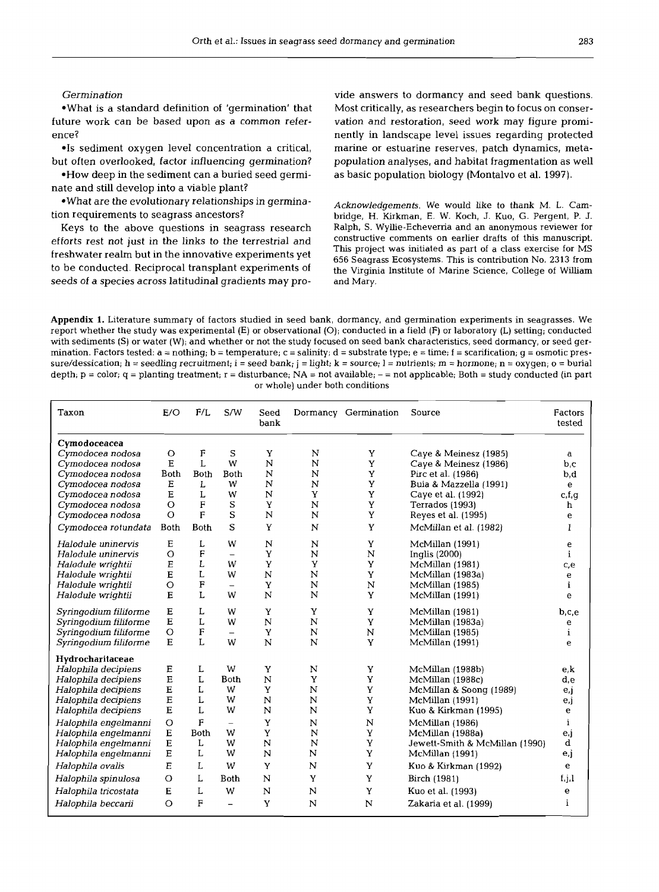*Germination*

- What is a standard definition of 'germination' that future work can be based upon as a common reference?
- Is sediment oxygen level concentration a critical, but often overlooked, factor influencing germination?
- How deep in the sediment can a buried seed germinate and still develop into a viable plant?
- What are the evolutionary relationships in germination requirements to seagrass ancestors?

Keys to the above questions in seagrass research efforts rest not just in the links to the terrestrial and freshwater realm but in the innovative experiments yet to be conducted. Reciprocal transplant experiments of seeds of a species across latitudinal gradients may provide answers to dormancy and seed bank questions. Most critically, as researchers begin to focus on conservation and restoration, seed work may figure prominently in landscape level issues regarding protected marine or estuarine reserves, patch dynamics, metapopulation analyses, and habitat fragmentation as well as basic population biology (Montalvo et al. 1997).

*Acknowledgements.* We would like to thank M. L. Cambridge, H. Kirkman, E. W. Koch, J. Kuo, G. Pergent, P. J. Ralph, S. Wyllie-Echeverria and an anonymous reviewer for constructive comments on earlier drafts of this manuscript. This project was initiated as part of a class exercise for MS 656 Seagrass Ecosystems. This is contribution No. 2313 from the Virginia Institute of Marine Science, College of William and Mary.

**Appendix 1.** Literature summary of factors studied in seed bank, dormancy, and germination experiments in seagrasses. We report whether the study was experimental (E) or observational (O); conducted in a field (F) or laboratory (L) setting; conducted with sediments (S) or water (W); and whether or not the study focused on seed bank characteristics, seed dormancy, or seed germination. Factors tested: a = nothing; b = temperature; c = salinity; d = substrate type; e = time; f = scarification; g = osmotic pressure/dessication; h = seedling recruitment; i = seed bank; j = light; k = source; l = nutrients; m = hormone; n = oxygen; o = burial depth; p = color; q = planting treatment; r = disturbance; NA = not available; – = not applicable; Both = study conducted (in part or whole) under both conditions

| Taxon | E/O | F/L | S/W | Seed bank | Dormancy | Germination | Source | Factors tested |
|---|---|---|---|---|---|---|---|---|
| **Cymodoceacea** | | | | | | | | |
| *Cymodocea nodosa* | O | F | S | Y | N | Y | Caye & Meinesz (1985) | a |
| *Cymodocea nodosa* | E | L | W | N | N | Y | Caye & Meinesz (1986) | b,c |
| *Cymodocea nodosa* | Both | Both | Both | N | N | Y | Pirc et al. (1986) | b,d |
| *Cymodocea nodosa* | E | L | W | N | N | Y | Buia & Mazzella (1991) | e |
| *Cymodocea nodosa* | E | L | W | N | Y | Y | Caye et al. (1992) | c,f,g |
| *Cymodocea nodosa* | O | F | S | Y | N | Y | Terrados (1993) | h |
| *Cymodocea nodosa* | O | F | S | N | N | Y | Reyes et al. (1995) | e |
| *Cymodocea rotundata* | Both | Both | S | Y | N | Y | McMillan et al. (1982) | I |
| *Halodule uninervis* | E | L | W | N | N | Y | McMillan (1991) | e |
| *Halodule uninervis* | O | F | – | Y | N | N | Inglis (2000) | i |
| *Halodule wrightii* | E | L | W | Y | Y | Y | McMillan (1981) | c,e |
| *Halodule wrightii* | E | L | W | N | N | Y | McMillan (1983a) | e |
| *Halodule wrightii* | O | F | – | Y | N | N | McMillan (1985) | i |
| *Halodule wrightii* | E | L | W | N | N | Y | McMillan (1991) | e |
| *Syringodium filiforme* | E | L | W | Y | Y | Y | McMillan (1981) | b,c,e |
| *Syringodium filiforme* | E | L | W | N | N | Y | McMillan (1983a) | e |
| *Syringodium filiforme* | O | F | – | Y | N | N | McMillan (1985) | i |
| *Syringodium filiforme* | E | L | W | N | N | Y | McMillan (1991) | e |
| **Hydrocharitaceae** | | | | | | | | |
| *Halophila decipiens* | E | L | W | Y | N | Y | McMillan (1988b) | e,k |
| *Halophila decipiens* | E | L | Both | N | Y | Y | McMillan (1988c) | d,e |
| *Halophila decipiens* | E | L | W | Y | N | Y | McMillan & Soong (1989) | e,j |
| *Halophila decipiens* | E | L | W | N | N | Y | McMillan (1991) | e,j |
| *Halophila decipiens* | E | L | W | N | N | Y | Kuo & Kirkman (1995) | e |
| *Halophila engelmanni* | O | F | – | Y | N | N | McMillan (1986) | i |
| *Halophila engelmanni* | E | Both | W | Y | N | Y | McMillan (1988a) | e,j |
| *Halophila engelmanni* | E | L | W | N | N | Y | Jewett-Smith & McMillan (1990) | d |
| *Halophila engelmanni* | E | L | W | N | N | Y | McMillan (1991) | e,j |
| *Halophila ovalis* | E | L | W | Y | N | Y | Kuo & Kirkman (1992) | e |
| *Halophila spinulosa* | O | L | Both | N | Y | Y | Birch (1981) | f,j,l |
| *Halophila tricostata* | E | L | W | N | N | Y | Kuo et al. (1993) | e |
| *Halophila beccarii* | O | F | – | Y | N | N | Zakaria et al. (1999) | i |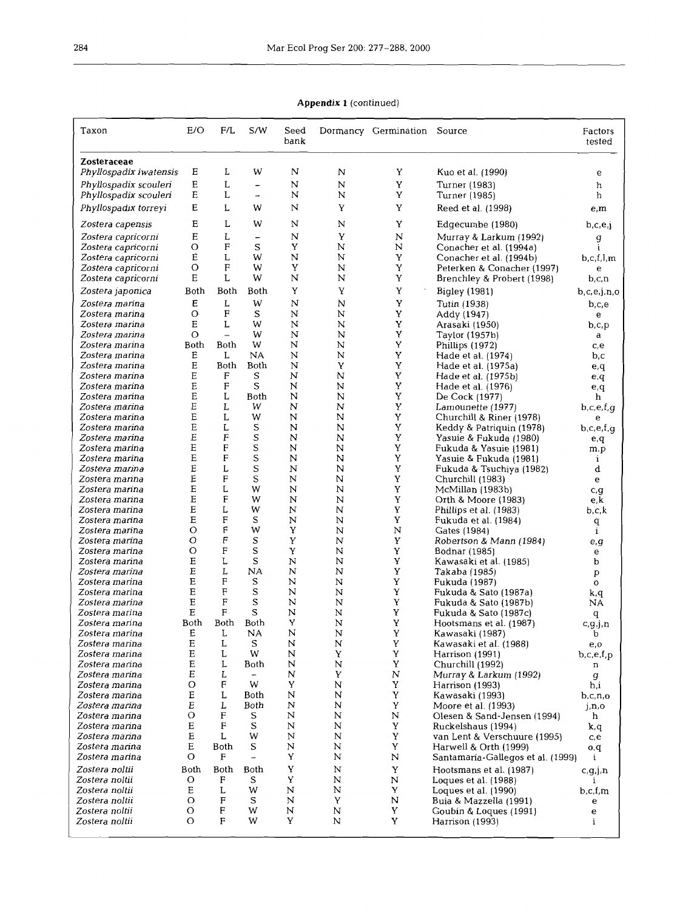**Appendix 1** (continued)

| Taxon | E/O | F/L | S/W | Seed bank | Dormancy | Germination | Source | Factors tested |
|---|---|---|---|---|---|---|---|---|
| **Zosteraceae** | | | | | | | | |
| *Phyllospadix iwatensis* | E | L | W | N | N | Y | Kuo et al. (1990) | e |
| *Phyllospadix scouleri* | E | L | – | N | N | Y | Turner (1983) | h |
| *Phyllospadix scouleri* | E | L | – | N | N | Y | Turner (1985) | h |
| *Phyllospadix torreyi* | E | L | W | N | Y | Y | Reed et al. (1998) | e,m |
| *Zostera capensis* | E | L | W | N | N | Y | Edgecumbe (1980) | b,c,e,j |
| *Zostera capricorni* | E | L | – | N | Y | N | Murray & Larkum (1992) | g |
| *Zostera capricorni* | O | F | S | Y | N | N | Conacher et al. (1994a) | i |
| *Zostera capricorni* | E | L | W | N | N | Y | Conacher et al. (1994b) | b,c,f,l,m |
| *Zostera capricorni* | O | F | W | Y | N | Y | Peterken & Conacher (1997) | e |
| *Zostera capricorni* | E | L | W | N | N | Y | Brenchley & Probert (1998) | b,c,n |
| *Zostera japonica* | Both | Both | Both | Y | Y | Y | Bigley (1981) | b,c,e,j,n,o |
| *Zostera marina* | E | L | W | N | N | Y | Tutin (1938) | b,c,e |
| *Zostera marina* | O | F | S | N | N | Y | Addy (1947) | e |
| *Zostera marina* | E | L | W | N | N | Y | Arasaki (1950) | b,c,p |
| *Zostera marina* | O | – | W | N | N | Y | Taylor (1957b) | a |
| *Zostera marina* | Both | Both | W | N | N | Y | Phillips (1972) | c,e |
| *Zostera marina* | E | L | NA | N | N | Y | Hade et al. (1974) | b,c |
| *Zostera marina* | E | Both | Both | N | Y | Y | Hade et al. (1975a) | e,q |
| *Zostera marina* | E | F | S | N | N | Y | Hade et al. (1975b) | e,q |
| *Zostera marina* | E | F | S | N | N | Y | Hade et al. (1976) | e,q |
| *Zostera marina* | E | L | Both | N | N | Y | De Cock (1977) | h |
| *Zostera marina* | E | L | W | N | N | Y | Lamounette (1977) | b,c,e,f,g |
| *Zostera marina* | E | L | W | N | N | Y | Churchill & Riner (1978) | e |
| *Zostera marina* | E | L | S | N | N | Y | Keddy & Patriquin (1978) | b,c,e,f,g |
| *Zostera marina* | E | F | S | N | N | Y | Yasuie & Fukuda (1980) | e,q |
| *Zostera marina* | E | F | S | N | N | Y | Fukuda & Yasuie (1981) | m,p |
| *Zostera marina* | E | F | S | N | N | Y | Yasuie & Fukuda (1981) | i |
| *Zostera marina* | E | L | S | N | N | Y | Fukuda & Tsuchiya (1982) | d |
| *Zostera marina* | E | F | S | N | N | Y | Churchill (1983) | e |
| *Zostera marina* | E | L | W | N | N | Y | McMillan (1983b) | c,g |
| *Zostera marina* | E | F | W | N | N | Y | Orth & Moore (1983) | e,k |
| *Zostera marina* | E | L | W | N | N | Y | Phillips et al. (1983) | b,c,k |
| *Zostera marina* | E | F | S | N | N | Y | Fukuda et al. (1984) | q |
| *Zostera marina* | O | F | W | Y | N | N | Gates (1984) | i |
| *Zostera marina* | O | F | S | Y | N | Y | Robertson & Mann (1984) | e,g |
| *Zostera marina* | O | F | S | Y | N | Y | Bodnar (1985) | e |
| *Zostera marina* | E | L | S | N | N | Y | Kawasaki et al. (1985) | b |
| *Zostera marina* | E | L | NA | N | N | Y | Takaba (1985) | p |
| *Zostera marina* | E | F | S | N | N | Y | Fukuda (1987) | o |
| *Zostera marina* | E | F | S | N | N | Y | Fukuda & Sato (1987a) | k,q |
| *Zostera marina* | E | F | S | N | N | Y | Fukuda & Sato (1987b) | NA |
| *Zostera marina* | E | F | S | N | N | Y | Fukuda & Sato (1987c) | q |
| *Zostera marina* | Both | Both | Both | Y | N | Y | Hootsmans et al. (1987) | c,g,j,n |
| *Zostera marina* | E | L | NA | N | N | Y | Kawasaki (1987) | b |
| *Zostera marina* | E | L | S | N | N | Y | Kawasaki et al. (1988) | e,o |
| *Zostera marina* | E | L | W | N | Y | Y | Harrison (1991) | b,c,e,f,p |
| *Zostera marina* | E | L | Both | N | N | Y | Churchill (1992) | n |
| *Zostera marina* | E | L | – | N | Y | N | Murray & Larkum (1992) | g |
| *Zostera marina* | O | F | W | Y | N | Y | Harrison (1993) | h,i |
| *Zostera marina* | E | L | Both | N | N | Y | Kawasaki (1993) | b,c,n,o |
| *Zostera marina* | E | L | Both | N | N | Y | Moore et al. (1993) | j,n,o |
| *Zostera marina* | O | F | S | N | N | N | Olesen & Sand-Jensen (1994) | h |
| *Zostera marina* | E | F | S | N | N | Y | Ruckelshaus (1994) | k,q |
| *Zostera marina* | E | L | W | N | N | Y | van Lent & Verschuure (1995) | c,e |
| *Zostera marina* | E | Both | S | N | N | Y | Harwell & Orth (1999) | o,q |
| *Zostera marina* | O | F | – | Y | N | N | Santamaría-Gallegos et al. (1999) | i |
| *Zostera noltii* | Both | Both | Both | Y | N | Y | Hootsmans et al. (1987) | c,g,j,n |
| *Zostera noltii* | O | F | S | Y | N | N | Loques et al. (1988) | i |
| *Zostera noltii* | E | L | W | N | N | Y | Loques et al. (1990) | b,c,f,m |
| *Zostera noltii* | O | F | S | N | Y | N | Buia & Mazzella (1991) | e |
| *Zostera noltii* | O | F | W | N | N | Y | Goubin & Loques (1991) | e |
| *Zostera noltii* | O | F | W | Y | N | Y | Harrison (1993) | i |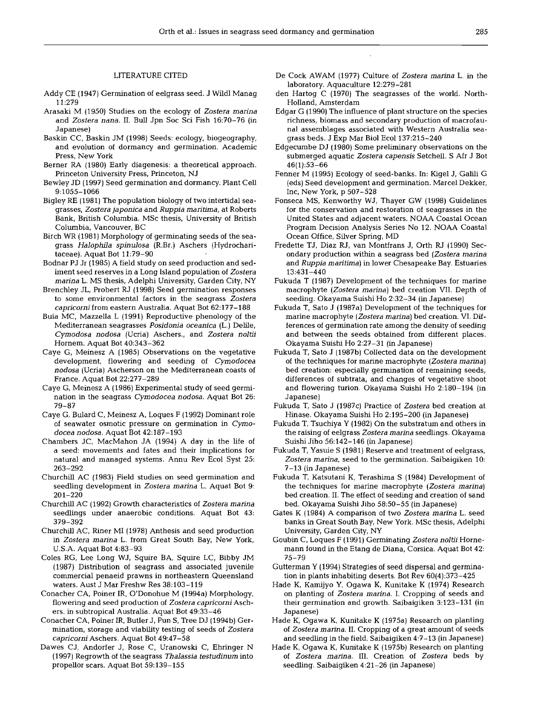## LITERATURE CITED

Addy CE (1947) Germination of eelgrass seed. J Wildl Manag 11:279

Arasaki M (1950) Studies on the ecology of *Zostera marina* and *Zostera nana*. II. Bull Jpn Soc Sci Fish 16:70–76 (in Japanese)

Baskin CC, Baskin JM (1998) Seeds: ecology, biogeography, and evolution of dormancy and germination. Academic Press, New York

Berner RA (1980) Early diagenesis: a theoretical approach. Princeton University Press, Princeton, NJ

Bewley JD (1997) Seed germination and dormancy. Plant Cell 9:1055–1066

Bigley RE (1981) The population biology of two intertidal seagrasses, *Zostera japonica* and *Ruppia maritima*, at Roberts Bank, British Columbia. MSc thesis, University of British Columbia, Vancouver, BC

Birch WR (1981) Morphology of germinating seeds of the seagrass *Halophila spinulosa* (R.Br.) Aschers (Hydrocharitaceae). Aquat Bot 11:79–90

Bodnar PJ Jr (1985) A field study on seed production and sediment seed reserves in a Long Island population of *Zostera marina* L. MS thesis, Adelphi University, Garden City, NY

Brenchley JL, Probert RJ (1998) Seed germination responses to some environmental factors in the seagrass *Zostera capricorni* from eastern Australia. Aquat Bot 62:177–188

Buia MC, Mazzella L (1991) Reproductive phenology of the Mediterranean seagrasses *Posidonia oceanica* (L.) Delile, *Cymodosa nodosa* (Ucria) Aschers., and *Zostera noltii* Hornem. Aquat Bot 40:343–362

Caye G, Meinesz A (1985) Observations on the vegetative development, flowering and seeding of *Cymodocea nodosa* (Ucria) Ascherson on the Mediterranean coasts of France. Aquat Bot 22:277–289

Caye G, Meinesz A (1986) Experimental study of seed germination in the seagrass *Cymodocea nodosa*. Aquat Bot 26: 79–87

Caye G, Bulard C, Meinesz A, Loques F (1992) Dominant role of seawater osmotic pressure on germination in *Cymodocea nodosa*. Aquat Bot 42:187–193

Chambers JC, MacMahon JA (1994) A day in the life of a seed: movements and fates and their implications for natural and managed systems. Annu Rev Ecol Syst 25: 263–292

Churchill AC (1983) Field studies on seed germination and seedling development in *Zostera marina* L. Aquat Bot 9: 201–220

Churchill AC (1992) Growth characteristics of *Zostera marina* seedlings under anaerobic conditions. Aquat Bot 43: 379–392

Churchill AC, Riner MI (1978) Anthesis and seed production in *Zostera marina* L. from Great South Bay, New York, U.S.A. Aquat Bot 4:83–93

Coles RG, Lee Long WJ, Squire BA, Squire LC, Bibby JM (1987) Distribution of seagrass and associated juvenile commercial penaeid prawns in northeastern Queensland waters. Aust J Mar Freshw Res 38:103–119

Conacher CA, Poiner IR, O'Donohue M (1994a) Morphology, flowering and seed production of *Zostera capricorni* Aschers. in subtropical Australia. Aquat Bot 49:33–46

Conacher CA, Poiner IR, Butler J, Pun S, Tree DJ (1994b) Germination, storage and viability testing of seeds of *Zostera capricorni* Aschers. Aquat Bot 49:47–58

Dawes CJ, Andorfer J, Rose C, Uranowski C, Ehringer N (1997) Regrowth of the seagrass *Thalassia testudinum* into propellor scars. Aquat Bot 59:139–155

De Cock AWAM (1977) Culture of *Zostera marina* L. in the laboratory. Aquaculture 12:279–281

den Hartog C (1970) The seagrasses of the world. North-Holland, Amsterdam

Edgar G (1990) The influence of plant structure on the species richness, biomass and secondary production of macrofaunal assemblages associated with Western Australia seagrass beds. J Exp Mar Biol Ecol 137:215–240

Edgecumbe DJ (1980) Some preliminary observations on the submerged aquatic *Zostera capensis* Setchell. S Afr J Bot 46(1):53–66

Fenner M (1995) Ecology of seed-banks. In: Kigel J, Galili G (eds) Seed development and germination. Marcel Dekker, Inc, New York, p 507–528

Fonseca MS, Kenworthy WJ, Thayer GW (1998) Guidelines for the conservation and restoration of seagrasses in the United States and adjacent waters. NOAA Coastal Ocean Program Decision Analysis Series No 12. NOAA Coastal Ocean Office, Silver Spring, MD

Fredette TJ, Diaz RJ, van Montfrans J, Orth RJ (1990) Secondary production within a seagrass bed (*Zostera marina* and *Ruppia maritima*) in lower Chesapeake Bay. Estuaries 13:431–440

Fukuda T (1987) Development of the techniques for marine macrophyte (*Zostera marina*) bed creation VII. Depth of seeding. Okayama Suishi Ho 2:32–34 (in Japanese)

Fukuda T, Sato J (1987a) Development of the techniques for marine macrophyte (*Zostera marina*) bed creation. VI. Differences of germination rate among the density of seeding and between the seeds obtained from different places. Okayama Suishi Ho 2:27–31 (in Japanese)

Fukuda T, Sato J (1987b) Collected data on the development of the techniques for marine macrophyte (*Zostera marina*) bed creation: especially germination of remaining seeds, differences of subtrata, and changes of vegetative shoot and flowering turion. Okayama Suishi Ho 2:180–194 (in Japanese)

Fukuda T, Sato J (1987c) Practice of *Zostera* bed creation at Hinase. Okayama Suishi Ho 2:195–200 (in Japanese)

Fukuda T, Tsuchiya Y (1982) On the substratum and others in the raising of eelgrass *Zostera marina* seedlings. Okayama Suishi Jiho 56:142–146 (in Japanese)

Fukuda T, Yasuie S (1981) Reserve and treatment of eelgrass, *Zostera marina*, seed to the germination. Saibaigiken 10: 7–13 (in Japanese)

Fukuda T, Katsutani K, Terashima S (1984) Development of the techniques for marine macrophyte (*Zostera marina*) bed creation. II. The effect of seeding and creation of sand bed. Okayama Suishi Jiho 58:50–55 (in Japanese)

Gates K (1984) A comparison of two *Zostera marina* L. seed banks in Great South Bay, New York. MSc thesis, Adelphi University, Garden City, NY

Goubin C, Loques F (1991) Germinating *Zostera noltii* Hornemann found in the Etang de Diana, Corsica. Aquat Bot 42: 75–79

Gutterman Y (1994) Strategies of seed dispersal and germination in plants inhabiting deserts. Bot Rev 60(4):373–425

Hade K, Kamijyo Y, Ogawa K, Kunitake K (1974) Research on planting of *Zostera marina*. I. Cropping of seeds and their germination and growth. Saibaigiken 3:123–131 (in Japanese)

Hade K, Ogawa K, Kunitake K (1975a) Research on planting of *Zostera marina*. II. Cropping of a great amount of seeds and seedling in the field. Saibaigiken 4:7–13 (in Japanese)

Hade K, Ogawa K, Kunitake K (1975b) Research on planting of *Zostera marina*. III. Creation of *Zostera* beds by seedling. Saibaigiken 4:21–26 (in Japanese)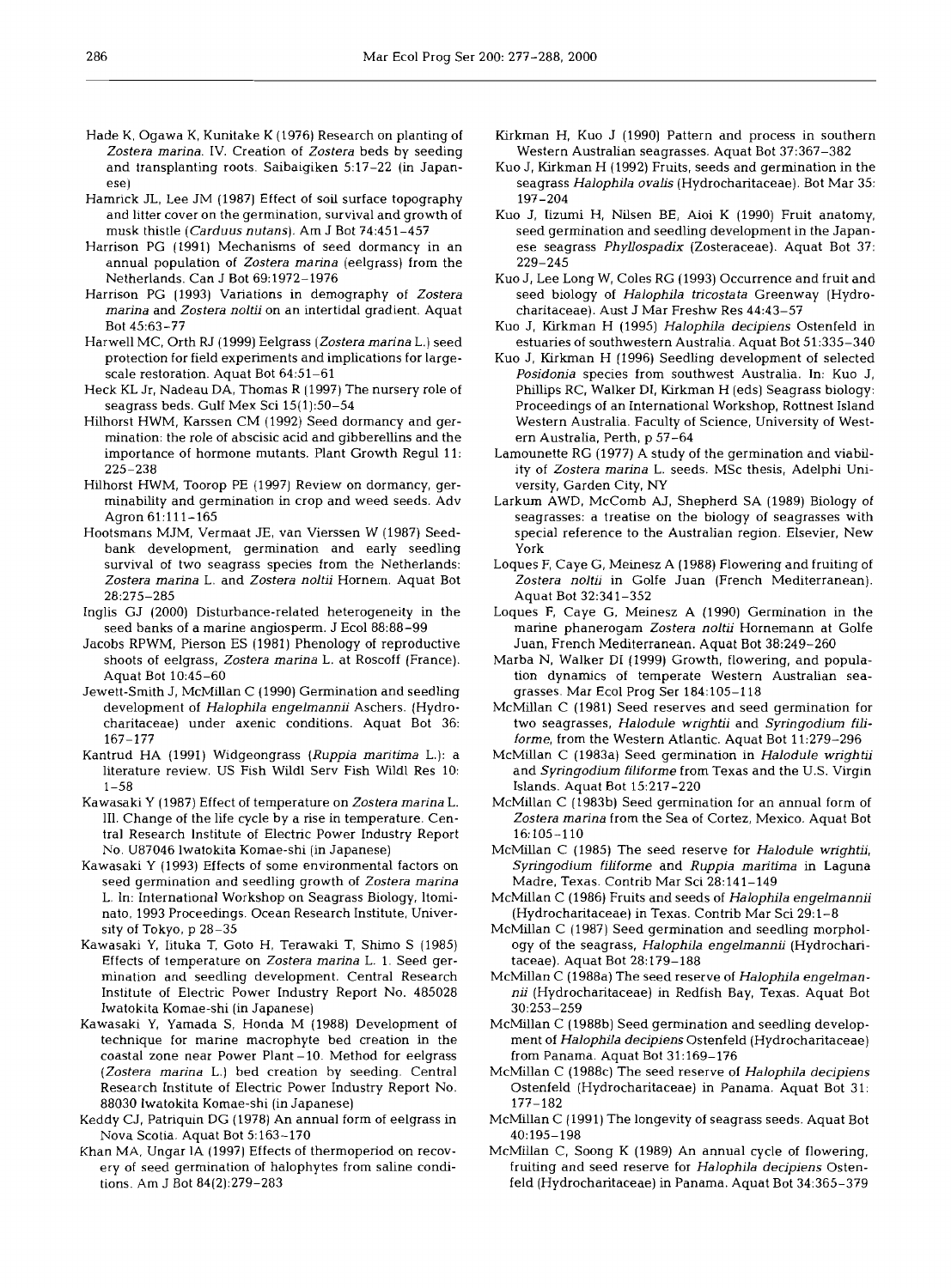Hade K, Ogawa K, Kunitake K (1976) Research on planting of *Zostera marina*. IV. Creation of *Zostera* beds by seeding and transplanting roots. Saibaigiken 5:17–22 (in Japanese)

Hamrick JL, Lee JM (1987) Effect of soil surface topography and litter cover on the germination, survival and growth of musk thistle (*Carduus nutans*). Am J Bot 74:451–457

Harrison PG (1991) Mechanisms of seed dormancy in an annual population of *Zostera marina* (eelgrass) from the Netherlands. Can J Bot 69:1972–1976

Harrison PG (1993) Variations in demography of *Zostera marina* and *Zostera noltii* on an intertidal gradient. Aquat Bot 45:63–77

Harwell MC, Orth RJ (1999) Eelgrass (*Zostera marina* L.) seed protection for field experiments and implications for large-scale restoration. Aquat Bot 64:51–61

Heck KL Jr, Nadeau DA, Thomas R (1997) The nursery role of seagrass beds. Gulf Mex Sci 15(1):50–54

Hilhorst HWM, Karssen CM (1992) Seed dormancy and germination: the role of abscisic acid and gibberellins and the importance of hormone mutants. Plant Growth Regul 11: 225–238

Hilhorst HWM, Toorop PE (1997) Review on dormancy, germinability and germination in crop and weed seeds. Adv Agron 61:111–165

Hootsmans MJM, Vermaat JE, van Vierssen W (1987) Seed-bank development, germination and early seedling survival of two seagrass species from the Netherlands: *Zostera marina* L. and *Zostera noltii* Hornem. Aquat Bot 28:275–285

Inglis GJ (2000) Disturbance-related heterogeneity in the seed banks of a marine angiosperm. J Ecol 88:88–99

Jacobs RPWM, Pierson ES (1981) Phenology of reproductive shoots of eelgrass, *Zostera marina* L. at Roscoff (France). Aquat Bot 10:45–60

Jewett-Smith J, McMillan C (1990) Germination and seedling development of *Halophila engelmannii* Aschers. (Hydrocharitaceae) under axenic conditions. Aquat Bot 36: 167–177

Kantrud HA (1991) Widgeongrass (*Ruppia maritima* L.): a literature review. US Fish Wildl Serv Fish Wildl Res 10: 1–58

Kawasaki Y (1987) Effect of temperature on *Zostera marina* L. III. Change of the life cycle by a rise in temperature. Central Research Institute of Electric Power Industry Report No. U87046 Iwatokita Komae-shi (in Japanese)

Kawasaki Y (1993) Effects of some environmental factors on seed germination and seedling growth of *Zostera marina* L. In: International Workshop on Seagrass Biology, Itominato, 1993 Proceedings. Ocean Research Institute, University of Tokyo, p 28–35

Kawasaki Y, Iituka T, Goto H, Terawaki T, Shimo S (1985) Effects of temperature on *Zostera marina* L. 1. Seed germination and seedling development. Central Research Institute of Electric Power Industry Report No. 485028 Iwatokita Komae-shi (in Japanese)

Kawasaki Y, Yamada S, Honda M (1988) Development of technique for marine macrophyte bed creation in the coastal zone near Power Plant-10. Method for eelgrass (*Zostera marina* L.) bed creation by seeding. Central Research Institute of Electric Power Industry Report No. 88030 Iwatokita Komae-shi (in Japanese)

Keddy CJ, Patriquin DG (1978) An annual form of eelgrass in Nova Scotia. Aquat Bot 5:163–170

Khan MA, Ungar IA (1997) Effects of thermoperiod on recovery of seed germination of halophytes from saline conditions. Am J Bot 84(2):279–283

Kirkman H, Kuo J (1990) Pattern and process in southern Western Australian seagrasses. Aquat Bot 37:367–382

Kuo J, Kirkman H (1992) Fruits, seeds and germination in the seagrass *Halophila ovalis* (Hydrocharitaceae). Bot Mar 35: 197–204

Kuo J, Iizumi H, Nilsen BE, Aioi K (1990) Fruit anatomy, seed germination and seedling development in the Japanese seagrass *Phyllospadix* (Zosteraceae). Aquat Bot 37: 229–245

Kuo J, Lee Long W, Coles RG (1993) Occurrence and fruit and seed biology of *Halophila tricostata* Greenway (Hydrocharitaceae). Aust J Mar Freshw Res 44:43–57

Kuo J, Kirkman H (1995) *Halophila decipiens* Ostenfeld in estuaries of southwestern Australia. Aquat Bot 51:335–340

Kuo J, Kirkman H (1996) Seedling development of selected *Posidonia* species from southwest Australia. In: Kuo J, Phillips RC, Walker DI, Kirkman H (eds) Seagrass biology: Proceedings of an International Workshop, Rottnest Island Western Australia. Faculty of Science, University of Western Australia, Perth, p 57–64

Lamounette RG (1977) A study of the germination and viability of *Zostera marina* L. seeds. MSc thesis, Adelphi University, Garden City, NY

Larkum AWD, McComb AJ, Shepherd SA (1989) Biology of seagrasses: a treatise on the biology of seagrasses with special reference to the Australian region. Elsevier, New York

Loques F, Caye G, Meinesz A (1988) Flowering and fruiting of *Zostera noltii* in Golfe Juan (French Mediterranean). Aquat Bot 32:341–352

Loques F, Caye G, Meinesz A (1990) Germination in the marine phanerogam *Zostera noltii* Hornemann at Golfe Juan, French Mediterranean. Aquat Bot 38:249–260

Marba N, Walker DI (1999) Growth, flowering, and population dynamics of temperate Western Australian seagrasses. Mar Ecol Prog Ser 184:105–118

McMillan C (1981) Seed reserves and seed germination for two seagrasses, *Halodule wrightii* and *Syringodium filiforme*, from the Western Atlantic. Aquat Bot 11:279–296

McMillan C (1983a) Seed germination in *Halodule wrightii* and *Syringodium filiforme* from Texas and the U.S. Virgin Islands. Aquat Bot 15:217–220

McMillan C (1983b) Seed germination for an annual form of *Zostera marina* from the Sea of Cortez, Mexico. Aquat Bot 16:105–110

McMillan C (1985) The seed reserve for *Halodule wrightii*, *Syringodium filiforme* and *Ruppia maritima* in Laguna Madre, Texas. Contrib Mar Sci 28:141–149

McMillan C (1986) Fruits and seeds of *Halophila engelmannii* (Hydrocharitaceae) in Texas. Contrib Mar Sci 29:1–8

McMillan C (1987) Seed germination and seedling morphology of the seagrass, *Halophila engelmannii* (Hydrocharitaceae). Aquat Bot 28:179–188

McMillan C (1988a) The seed reserve of *Halophila engelmannii* (Hydrocharitaceae) in Redfish Bay, Texas. Aquat Bot 30:253–259

McMillan C (1988b) Seed germination and seedling development of *Halophila decipiens* Ostenfeld (Hydrocharitaceae) from Panama. Aquat Bot 31:169–176

McMillan C (1988c) The seed reserve of *Halophila decipiens* Ostenfeld (Hydrocharitaceae) in Panama. Aquat Bot 31: 177–182

McMillan C (1991) The longevity of seagrass seeds. Aquat Bot 40:195–198

McMillan C, Soong K (1989) An annual cycle of flowering, fruiting and seed reserve for *Halophila decipiens* Ostenfeld (Hydrocharitaceae) in Panama. Aquat Bot 34:365–379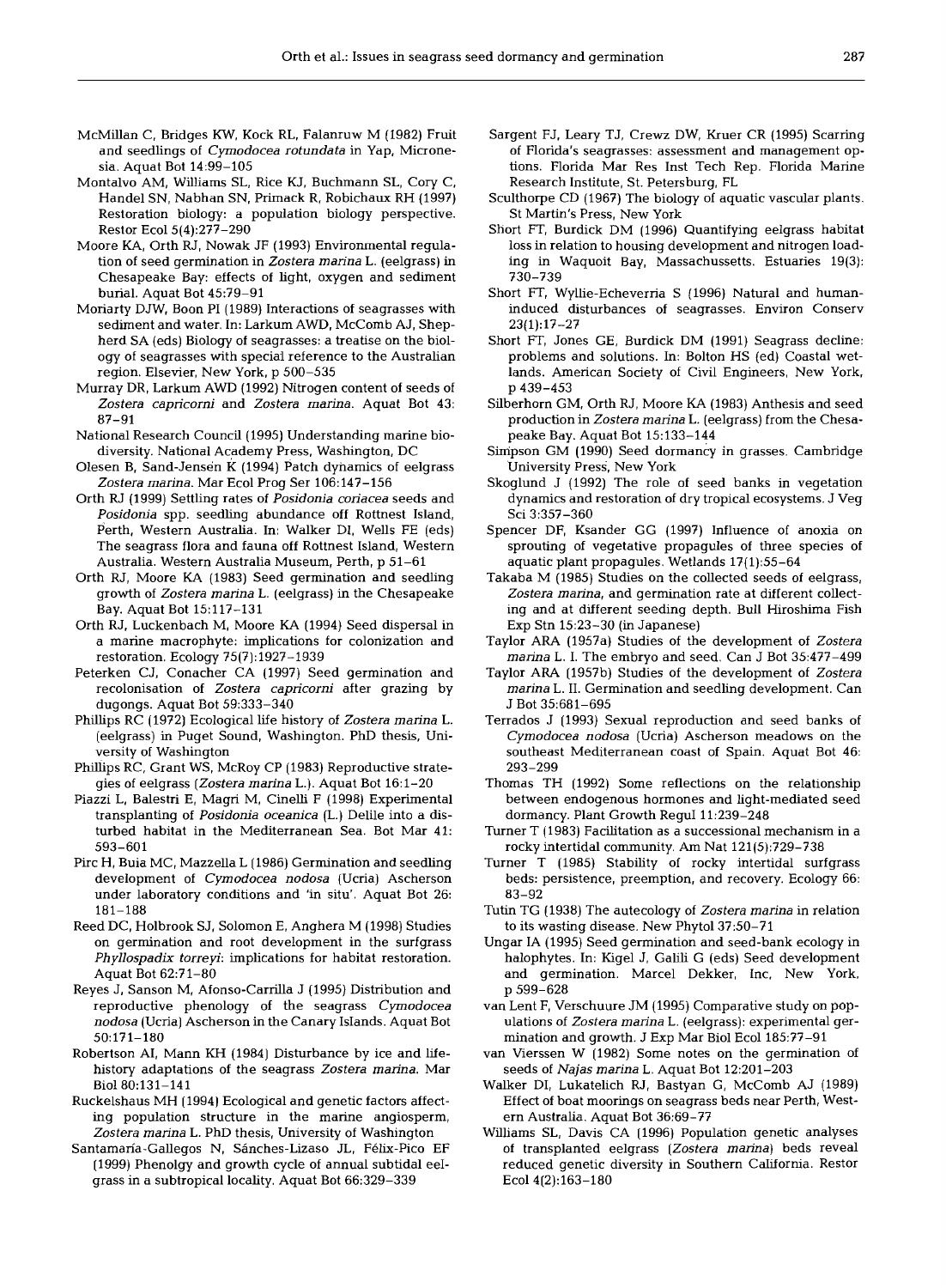McMillan C, Bridges KW, Kock RL, Falanruw M (1982) Fruit and seedlings of *Cymodocea rotundata* in Yap, Micronesia. Aquat Bot 14:99–105

Montalvo AM, Williams SL, Rice KJ, Buchmann SL, Cory C, Handel SN, Nabhan SN, Primack R, Robichaux RH (1997) Restoration biology: a population biology perspective. Restor Ecol 5(4):277–290

Moore KA, Orth RJ, Nowak JF (1993) Environmental regulation of seed germination in *Zostera marina* L. (eelgrass) in Chesapeake Bay: effects of light, oxygen and sediment burial. Aquat Bot 45:79–91

Moriarty DJW, Boon PI (1989) Interactions of seagrasses with sediment and water. In: Larkum AWD, McComb AJ, Shepherd SA (eds) Biology of seagrasses: a treatise on the biology of seagrasses with special reference to the Australian region. Elsevier, New York, p 500–535

Murray DR, Larkum AWD (1992) Nitrogen content of seeds of *Zostera capricorni* and *Zostera marina*. Aquat Bot 43: 87–91

National Research Council (1995) Understanding marine biodiversity. National Academy Press, Washington, DC

Olesen B, Sand-Jensen K (1994) Patch dynamics of eelgrass *Zostera marina*. Mar Ecol Prog Ser 106:147–156

Orth RJ (1999) Settling rates of *Posidonia coriacea* seeds and *Posidonia* spp. seedling abundance off Rottnest Island, Perth, Western Australia. In: Walker DI, Wells FE (eds) The seagrass flora and fauna off Rottnest Island, Western Australia. Western Australia Museum, Perth, p 51–61

Orth RJ, Moore KA (1983) Seed germination and seedling growth of *Zostera marina* L. (eelgrass) in the Chesapeake Bay. Aquat Bot 15:117–131

Orth RJ, Luckenbach M, Moore KA (1994) Seed dispersal in a marine macrophyte: implications for colonization and restoration. Ecology 75(7):1927–1939

Peterken CJ, Conacher CA (1997) Seed germination and recolonisation of *Zostera capricorni* after grazing by dugongs. Aquat Bot 59:333–340

Phillips RC (1972) Ecological life history of *Zostera marina* L. (eelgrass) in Puget Sound, Washington. PhD thesis, University of Washington

Phillips RC, Grant WS, McRoy CP (1983) Reproductive strategies of eelgrass (*Zostera marina* L.). Aquat Bot 16:1–20

Piazzi L, Balestri E, Magri M, Cinelli F (1998) Experimental transplanting of *Posidonia oceanica* (L.) Delile into a disturbed habitat in the Mediterranean Sea. Bot Mar 41: 593–601

Pirc H, Buia MC, Mazzella L (1986) Germination and seedling development of *Cymodocea nodosa* (Ucria) Ascherson under laboratory conditions and 'in situ'. Aquat Bot 26: 181–188

Reed DC, Holbrook SJ, Solomon E, Anghera M (1998) Studies on germination and root development in the surfgrass *Phyllospadix torreyi*: implications for habitat restoration. Aquat Bot 62:71–80

Reyes J, Sanson M, Afonso-Carrilla J (1995) Distribution and reproductive phenology of the seagrass *Cymodocea nodosa* (Ucria) Ascherson in the Canary Islands. Aquat Bot 50:171–180

Robertson AI, Mann KH (1984) Disturbance by ice and life-history adaptations of the seagrass *Zostera marina*. Mar Biol 80:131–141

Ruckelshaus MH (1994) Ecological and genetic factors affecting population structure in the marine angiosperm, *Zostera marina* L. PhD thesis, University of Washington

Santamaría-Gallegos N, Sánches-Lizaso JL, Félix-Pico EF (1999) Phenolgy and growth cycle of annual subtidal eelgrass in a subtropical locality. Aquat Bot 66:329–339

Sargent FJ, Leary TJ, Crewz DW, Kruer CR (1995) Scarring of Florida's seagrasses: assessment and management options. Florida Mar Res Inst Tech Rep. Florida Marine Research Institute, St. Petersburg, FL

Sculthorpe CD (1967) The biology of aquatic vascular plants. St Martin's Press, New York

Short FT, Burdick DM (1996) Quantifying eelgrass habitat loss in relation to housing development and nitrogen loading in Waquoit Bay, Massachussetts. Estuaries 19(3): 730–739

Short FT, Wyllie-Echeverria S (1996) Natural and human-induced disturbances of seagrasses. Environ Conserv 23(1):17–27

Short FT, Jones GE, Burdick DM (1991) Seagrass decline: problems and solutions. In: Bolton HS (ed) Coastal wetlands. American Society of Civil Engineers, New York, p 439–453

Silberhorn GM, Orth RJ, Moore KA (1983) Anthesis and seed production in *Zostera marina* L. (eelgrass) from the Chesapeake Bay. Aquat Bot 15:133–144

Simpson GM (1990) Seed dormancy in grasses. Cambridge University Press, New York

Skoglund J (1992) The role of seed banks in vegetation dynamics and restoration of dry tropical ecosystems. J Veg Sci 3:357–360

Spencer DF, Ksander GG (1997) Influence of anoxia on sprouting of vegetative propagules of three species of aquatic plant propagules. Wetlands 17(1):55–64

Takaba M (1985) Studies on the collected seeds of eelgrass, *Zostera marina*, and germination rate at different collecting and at different seeding depth. Bull Hiroshima Fish Exp Stn 15:23–30 (in Japanese)

Taylor ARA (1957a) Studies of the development of *Zostera marina* L. I. The embryo and seed. Can J Bot 35:477–499

Taylor ARA (1957b) Studies of the development of *Zostera marina* L. II. Germination and seedling development. Can J Bot 35:681–695

Terrados J (1993) Sexual reproduction and seed banks of *Cymodocea nodosa* (Ucria) Ascherson meadows on the southeast Mediterranean coast of Spain. Aquat Bot 46: 293–299

Thomas TH (1992) Some reflections on the relationship between endogenous hormones and light-mediated seed dormancy. Plant Growth Regul 11:239–248

Turner T (1983) Facilitation as a successional mechanism in a rocky intertidal community. Am Nat 121(5):729–738

Turner T (1985) Stability of rocky intertidal surfgrass beds: persistence, preemption, and recovery. Ecology 66: 83–92

Tutin TG (1938) The autecology of *Zostera marina* in relation to its wasting disease. New Phytol 37:50–71

Ungar IA (1995) Seed germination and seed-bank ecology in halophytes. In: Kigel J, Galili G (eds) Seed development and germination. Marcel Dekker, Inc, New York, p 599–628

van Lent F, Verschuure JM (1995) Comparative study on populations of *Zostera marina* L. (eelgrass): experimental germination and growth. J Exp Mar Biol Ecol 185:77–91

van Vierssen W (1982) Some notes on the germination of seeds of *Najas marina* L. Aquat Bot 12:201–203

Walker DI, Lukatelich RJ, Bastyan G, McComb AJ (1989) Effect of boat moorings on seagrass beds near Perth, Western Australia. Aquat Bot 36:69–77

Williams SL, Davis CA (1996) Population genetic analyses of transplanted eelgrass (*Zostera marina*) beds reveal reduced genetic diversity in Southern California. Restor Ecol 4(2):163–180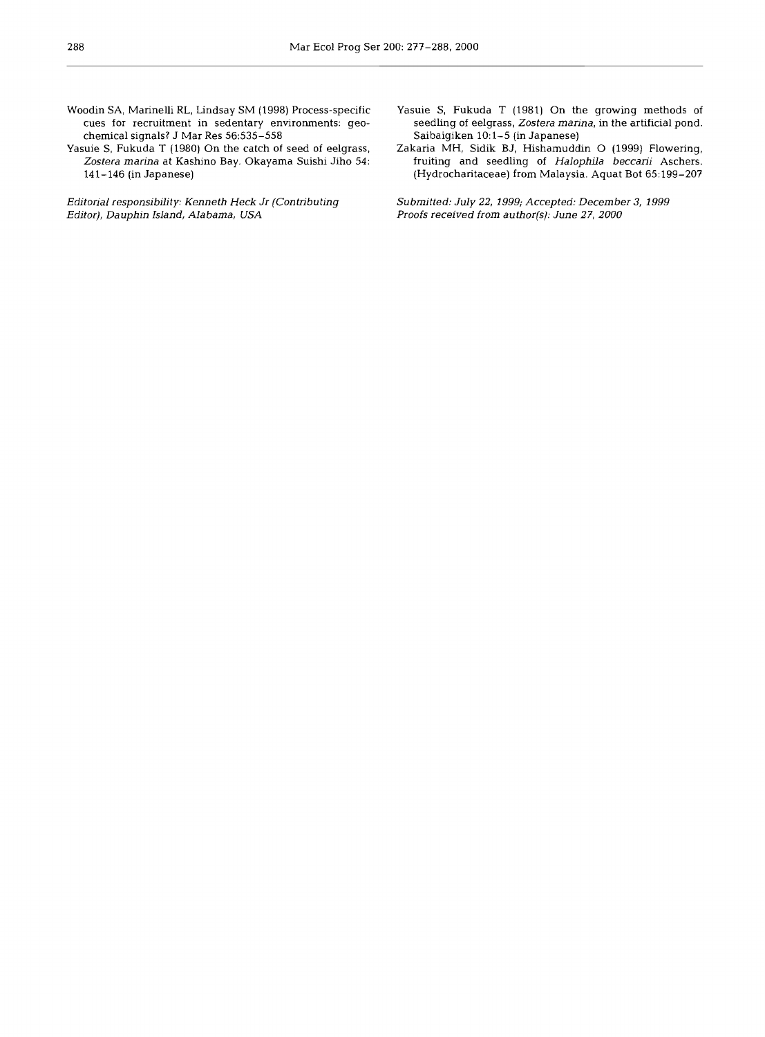Woodin SA, Marinelli RL, Lindsay SM (1998) Process-specific cues for recruitment in sedentary environments: geochemical signals? J Mar Res 56:535–558

Yasuie S, Fukuda T (1980) On the catch of seed of eelgrass, *Zostera marina* at Kashino Bay. Okayama Suishi Jiho 54: 141–146 (in Japanese)

Yasuie S, Fukuda T (1981) On the growing methods of seedling of eelgrass, *Zostera marina*, in the artificial pond. Saibaigiken 10:1–5 (in Japanese)

Zakaria MH, Sidik BJ, Hishamuddin O (1999) Flowering, fruiting and seedling of *Halophila beccarii* Aschers. (Hydrocharitaceae) from Malaysia. Aquat Bot 65:199–207

*Editorial responsibility: Kenneth Heck Jr (Contributing Editor), Dauphin Island, Alabama, USA*

*Submitted: July 22, 1999; Accepted: December 3, 1999*
*Proofs received from author(s): June 27, 2000*